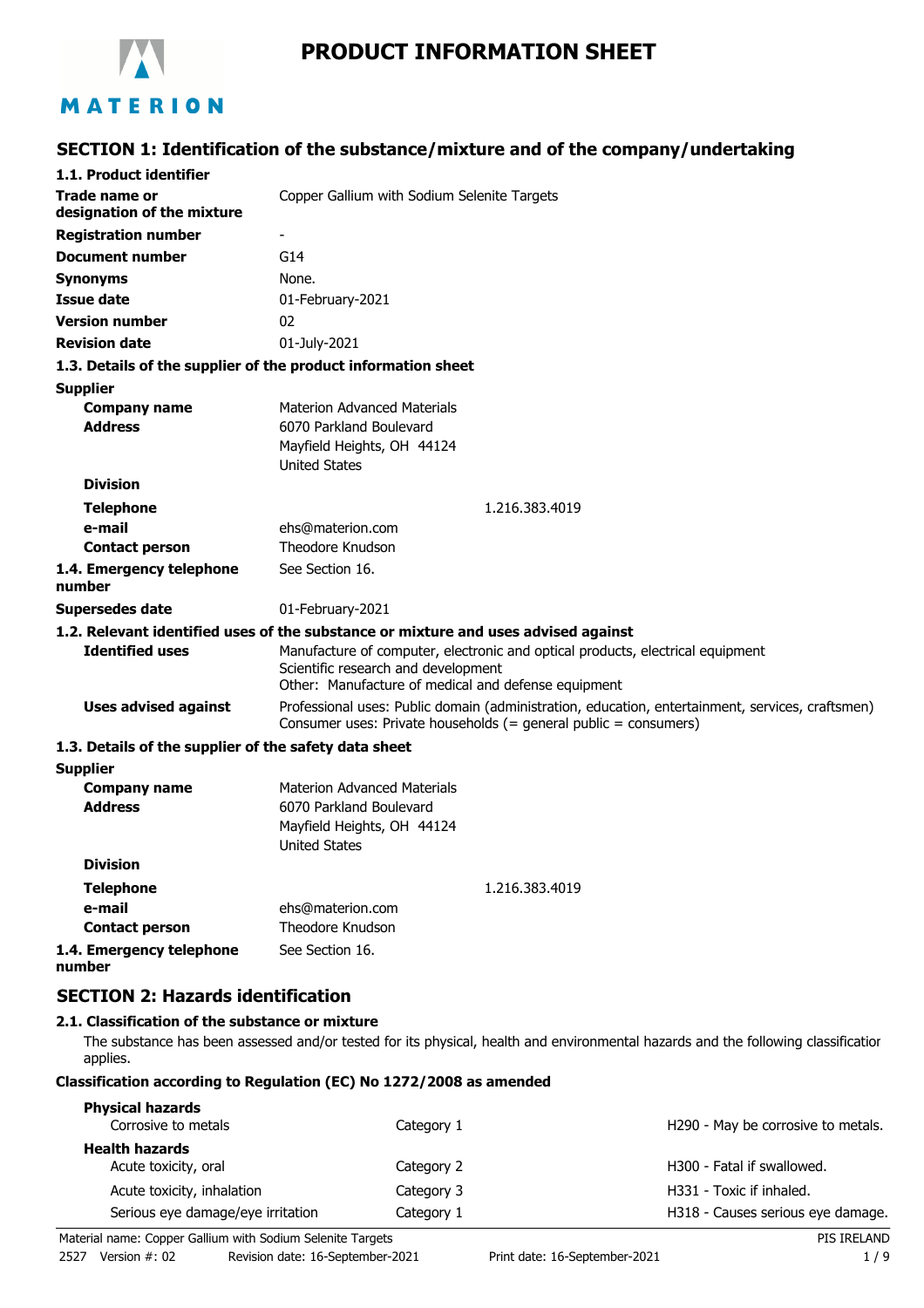# PRODUCT INFORMATION SHEET

## SECTION 1: Identification of the substance/mixture and of the company/undertaking

### 1.1. Product identifier

| | |
|---|---|
| **Trade name or designation of the mixture** | Copper Gallium with Sodium Selenite Targets |
| **Registration number** | - |
| **Document number** | G14 |
| **Synonyms** | None. |
| **Issue date** | 01-February-2021 |
| **Version number** | 02 |
| **Revision date** | 01-July-2021 |

### 1.3. Details of the supplier of the product information sheet

**Supplier**

| | |
|---|---|
| **Company name** | Materion Advanced Materials |
| **Address** | 6070 Parkland Boulevard<br>Mayfield Heights, OH 44124<br>United States |
| **Division** | |
| **Telephone** | 1.216.383.4019 |
| **e-mail** | ehs@materion.com |
| **Contact person** | Theodore Knudson |
| **1.4. Emergency telephone number** | See Section 16. |
| **Supersedes date** | 01-February-2021 |

### 1.2. Relevant identified uses of the substance or mixture and uses advised against

| | |
|---|---|
| **Identified uses** | Manufacture of computer, electronic and optical products, electrical equipment<br>Scientific research and development<br>Other: Manufacture of medical and defense equipment |
| **Uses advised against** | Professional uses: Public domain (administration, education, entertainment, services, craftsmen)<br>Consumer uses: Private households (= general public = consumers) |

### 1.3. Details of the supplier of the safety data sheet

**Supplier**

| | |
|---|---|
| **Company name** | Materion Advanced Materials |
| **Address** | 6070 Parkland Boulevard<br>Mayfield Heights, OH 44124<br>United States |
| **Division** | |
| **Telephone** | 1.216.383.4019 |
| **e-mail** | ehs@materion.com |
| **Contact person** | Theodore Knudson |
| **1.4. Emergency telephone number** | See Section 16. |

## SECTION 2: Hazards identification

### 2.1. Classification of the substance or mixture

The substance has been assessed and/or tested for its physical, health and environmental hazards and the following classification applies.

**Classification according to Regulation (EC) No 1272/2008 as amended**

| | | |
|---|---|---|
| **Physical hazards** | | |
| Corrosive to metals | Category 1 | H290 - May be corrosive to metals. |
| **Health hazards** | | |
| Acute toxicity, oral | Category 2 | H300 - Fatal if swallowed. |
| Acute toxicity, inhalation | Category 3 | H331 - Toxic if inhaled. |
| Serious eye damage/eye irritation | Category 1 | H318 - Causes serious eye damage. |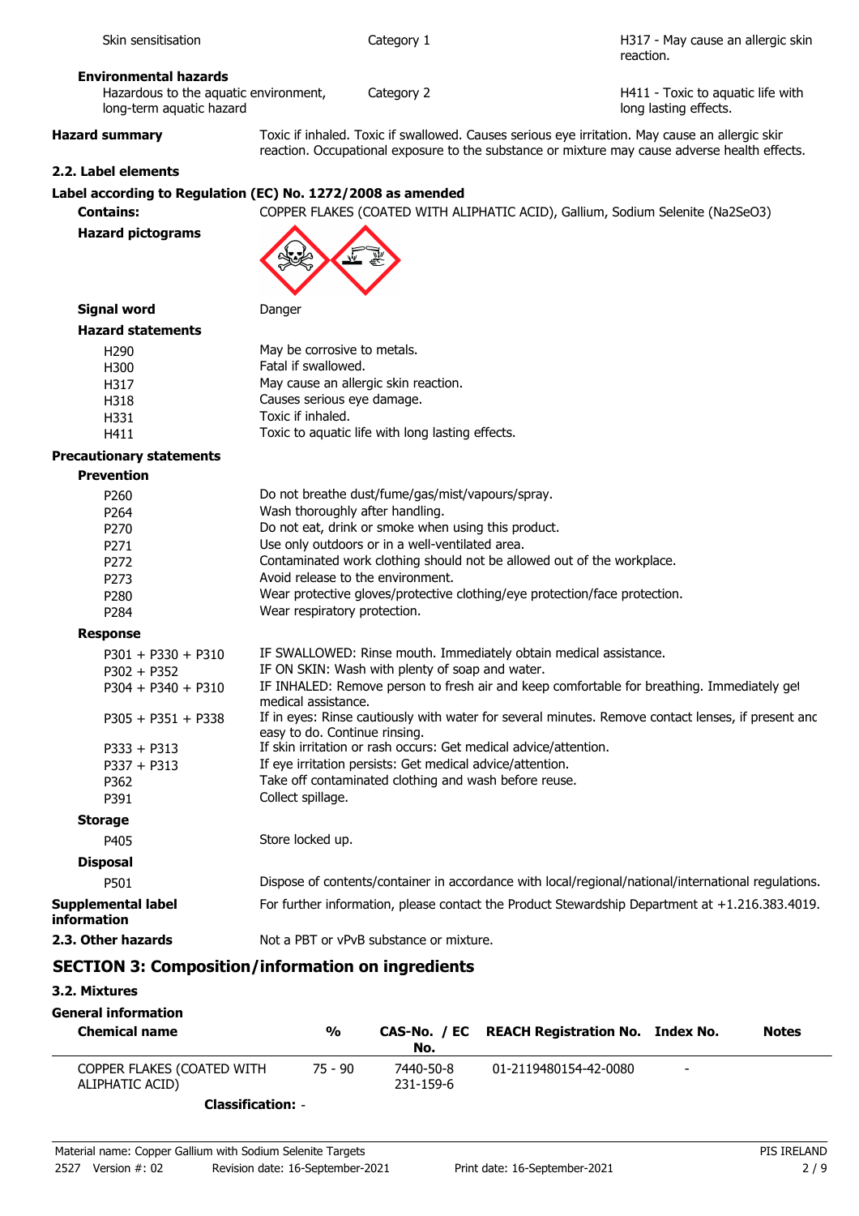| | | |
|---|---|---|
| Skin sensitisation | Category 1 | H317 - May cause an allergic skin reaction. |
| **Environmental hazards** | | |
| Hazardous to the aquatic environment, long-term aquatic hazard | Category 2 | H411 - Toxic to aquatic life with long lasting effects. |

**Hazard summary** Toxic if inhaled. Toxic if swallowed. Causes serious eye irritation. May cause an allergic skin reaction. Occupational exposure to the substance or mixture may cause adverse health effects.

### 2.2. Label elements

**Label according to Regulation (EC) No. 1272/2008 as amended**

**Contains:** COPPER FLAKES (COATED WITH ALIPHATIC ACID), Gallium, Sodium Selenite ($Na_2SeO_3$)

**Hazard pictograms**

**Signal word** Danger

**Hazard statements**

| | |
|---|---|
| H290 | May be corrosive to metals. |
| H300 | Fatal if swallowed. |
| H317 | May cause an allergic skin reaction. |
| H318 | Causes serious eye damage. |
| H331 | Toxic if inhaled. |
| H411 | Toxic to aquatic life with long lasting effects. |

**Precautionary statements**

**Prevention**

| | |
|---|---|
| P260 | Do not breathe dust/fume/gas/mist/vapours/spray. |
| P264 | Wash thoroughly after handling. |
| P270 | Do not eat, drink or smoke when using this product. |
| P271 | Use only outdoors or in a well-ventilated area. |
| P272 | Contaminated work clothing should not be allowed out of the workplace. |
| P273 | Avoid release to the environment. |
| P280 | Wear protective gloves/protective clothing/eye protection/face protection. |
| P284 | Wear respiratory protection. |

**Response**

| | |
|---|---|
| P301 + P330 + P310 | IF SWALLOWED: Rinse mouth. Immediately obtain medical assistance. |
| P302 + P352 | IF ON SKIN: Wash with plenty of soap and water. |
| P304 + P340 + P310 | IF INHALED: Remove person to fresh air and keep comfortable for breathing. Immediately get medical assistance. |
| P305 + P351 + P338 | If in eyes: Rinse cautiously with water for several minutes. Remove contact lenses, if present and easy to do. Continue rinsing. |
| P333 + P313 | If skin irritation or rash occurs: Get medical advice/attention. |
| P337 + P313 | If eye irritation persists: Get medical advice/attention. |
| P362 | Take off contaminated clothing and wash before reuse. |
| P391 | Collect spillage. |

**Storage**

| | |
|---|---|
| P405 | Store locked up. |

**Disposal**

| | |
|---|---|
| P501 | Dispose of contents/container in accordance with local/regional/national/international regulations. |

**Supplemental label information** For further information, please contact the Product Stewardship Department at +1.216.383.4019.

**2.3. Other hazards** Not a PBT or vPvB substance or mixture.

## SECTION 3: Composition/information on ingredients

### 3.2. Mixtures

**General information**

| Chemical name | % | CAS-No. / EC No. | REACH Registration No. | Index No. | Notes |
|---|---|---|---|---|---|
| COPPER FLAKES (COATED WITH ALIPHATIC ACID) | 75 - 90 | 7440-50-8 231-159-6 | 01-2119480154-42-0080 | - | |

**Classification:** -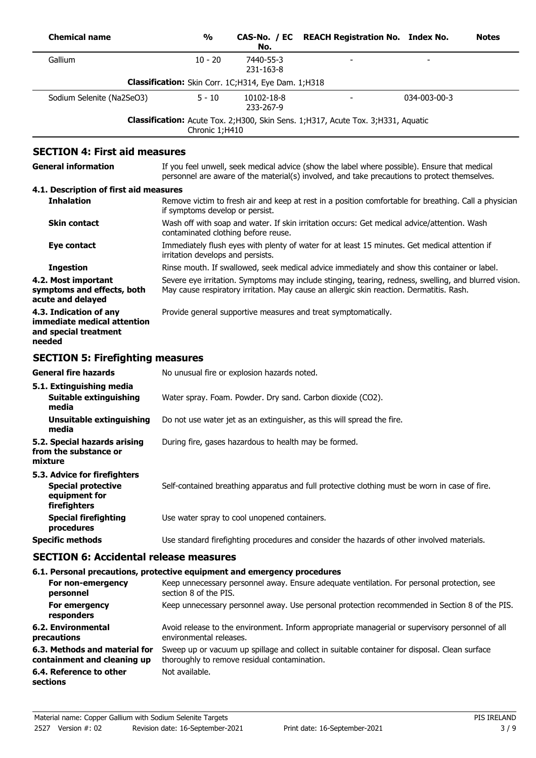| Chemical name | % | CAS-No. / EC No. | REACH Registration No. | Index No. | Notes |
|---|---|---|---|---|---|
| Gallium | 10 - 20 | 7440-55-3 231-163-8 | - | - | |
| **Classification:** Skin Corr. 1C;H314, Eye Dam. 1;H318 | | | | | |
| Sodium Selenite (Na2SeO3) | 5 - 10 | 10102-18-8 233-267-9 | - | 034-003-00-3 | |
| **Classification:** Acute Tox. 2;H300, Skin Sens. 1;H317, Acute Tox. 3;H331, Aquatic Chronic 1;H410 | | | | | |

## SECTION 4: First aid measures

**General information**
If you feel unwell, seek medical advice (show the label where possible). Ensure that medical personnel are aware of the material(s) involved, and take precautions to protect themselves.

### 4.1. Description of first aid measures

**Inhalation**
Remove victim to fresh air and keep at rest in a position comfortable for breathing. Call a physician if symptoms develop or persist.

**Skin contact**
Wash off with soap and water. If skin irritation occurs: Get medical advice/attention. Wash contaminated clothing before reuse.

**Eye contact**
Immediately flush eyes with plenty of water for at least 15 minutes. Get medical attention if irritation develops and persists.

**Ingestion**
Rinse mouth. If swallowed, seek medical advice immediately and show this container or label.

**4.2. Most important symptoms and effects, both acute and delayed**
Severe eye irritation. Symptoms may include stinging, tearing, redness, swelling, and blurred vision. May cause respiratory irritation. May cause an allergic skin reaction. Dermatitis. Rash.

**4.3. Indication of any immediate medical attention and special treatment needed**
Provide general supportive measures and treat symptomatically.

## SECTION 5: Firefighting measures

**General fire hazards**
No unusual fire or explosion hazards noted.

### 5.1. Extinguishing media

**Suitable extinguishing media**
Water spray. Foam. Powder. Dry sand. Carbon dioxide ($CO_2$).

**Unsuitable extinguishing media**
Do not use water jet as an extinguisher, as this will spread the fire.

**5.2. Special hazards arising from the substance or mixture**
During fire, gases hazardous to health may be formed.

### 5.3. Advice for firefighters

**Special protective equipment for firefighters**
Self-contained breathing apparatus and full protective clothing must be worn in case of fire.

**Special firefighting procedures**
Use water spray to cool unopened containers.

**Specific methods**
Use standard firefighting procedures and consider the hazards of other involved materials.

## SECTION 6: Accidental release measures

### 6.1. Personal precautions, protective equipment and emergency procedures

**For non-emergency personnel**
Keep unnecessary personnel away. Ensure adequate ventilation. For personal protection, see section 8 of the PIS.

**For emergency responders**
Keep unnecessary personnel away. Use personal protection recommended in Section 8 of the PIS.

**6.2. Environmental precautions**
Avoid release to the environment. Inform appropriate managerial or supervisory personnel of all environmental releases.

**6.3. Methods and material for containment and cleaning up**
Sweep up or vacuum up spillage and collect in suitable container for disposal. Clean surface thoroughly to remove residual contamination.

**6.4. Reference to other sections**
Not available.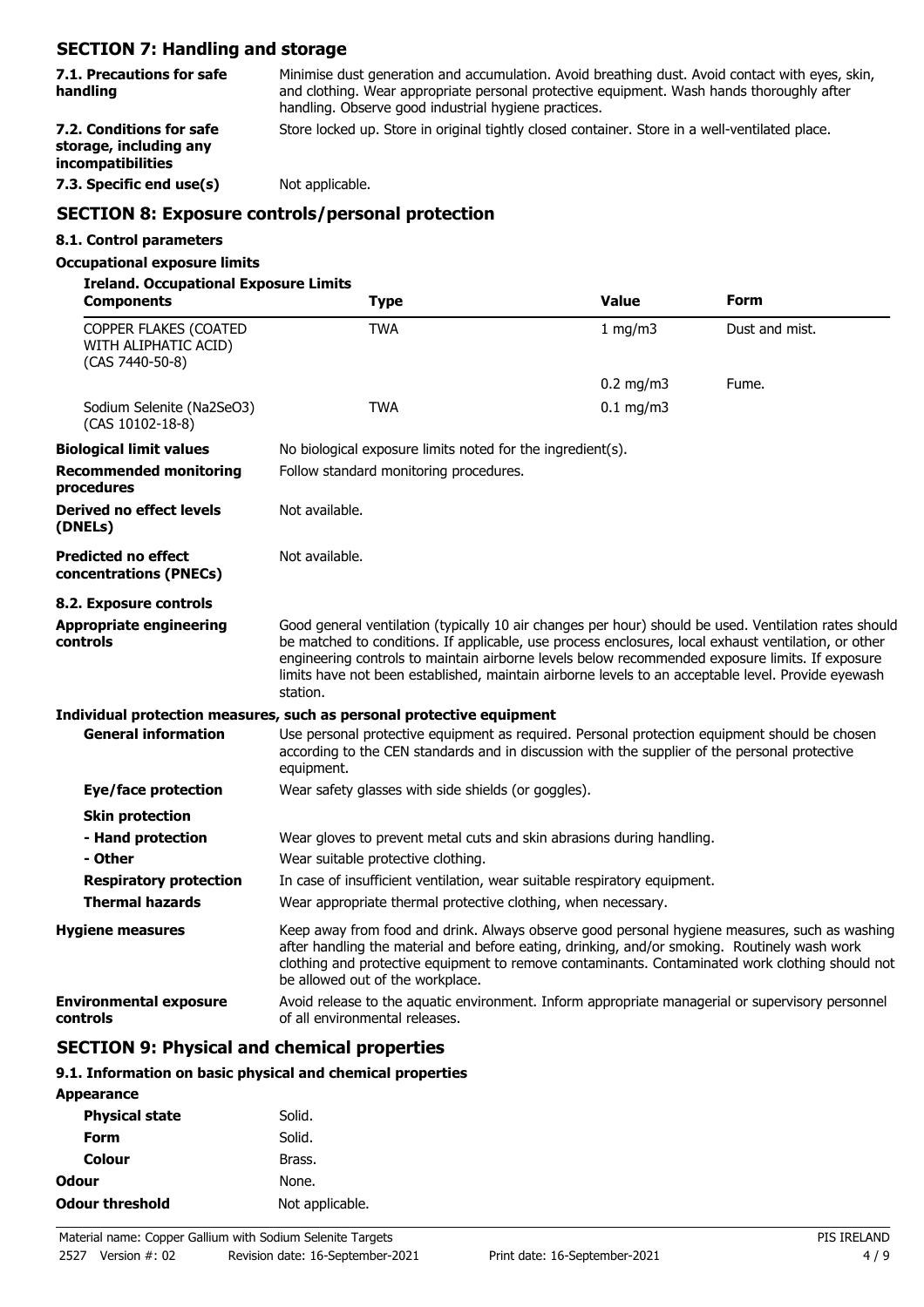## SECTION 7: Handling and storage

| | |
|---|---|
| **7.1. Precautions for safe handling** | Minimise dust generation and accumulation. Avoid breathing dust. Avoid contact with eyes, skin, and clothing. Wear appropriate personal protective equipment. Wash hands thoroughly after handling. Observe good industrial hygiene practices. |
| **7.2. Conditions for safe storage, including any incompatibilities** | Store locked up. Store in original tightly closed container. Store in a well-ventilated place. |
| **7.3. Specific end use(s)** | Not applicable. |

## SECTION 8: Exposure controls/personal protection

### 8.1. Control parameters

**Occupational exposure limits**

**Ireland. Occupational Exposure Limits**

| Components | Type | Value | Form |
|---|---|---|---|
| COPPER FLAKES (COATED WITH ALIPHATIC ACID) (CAS 7440-50-8) | TWA | 1 mg/m3 | Dust and mist. |
| | | 0.2 mg/m3 | Fume. |
| Sodium Selenite (Na2SeO3) (CAS 10102-18-8) | TWA | 0.1 mg/m3 | |

| | |
|---|---|
| **Biological limit values** | No biological exposure limits noted for the ingredient(s). |
| **Recommended monitoring procedures** | Follow standard monitoring procedures. |
| **Derived no effect levels (DNELs)** | Not available. |
| **Predicted no effect concentrations (PNECs)** | Not available. |

### 8.2. Exposure controls

| | |
|---|---|
| **Appropriate engineering controls** | Good general ventilation (typically 10 air changes per hour) should be used. Ventilation rates should be matched to conditions. If applicable, use process enclosures, local exhaust ventilation, or other engineering controls to maintain airborne levels below recommended exposure limits. If exposure limits have not been established, maintain airborne levels to an acceptable level. Provide eyewash station. |

**Individual protection measures, such as personal protective equipment**

| | |
|---|---|
| **General information** | Use personal protective equipment as required. Personal protection equipment should be chosen according to the CEN standards and in discussion with the supplier of the personal protective equipment. |
| **Eye/face protection** | Wear safety glasses with side shields (or goggles). |
| **Skin protection** | |
| **- Hand protection** | Wear gloves to prevent metal cuts and skin abrasions during handling. |
| **- Other** | Wear suitable protective clothing. |
| **Respiratory protection** | In case of insufficient ventilation, wear suitable respiratory equipment. |
| **Thermal hazards** | Wear appropriate thermal protective clothing, when necessary. |
| **Hygiene measures** | Keep away from food and drink. Always observe good personal hygiene measures, such as washing after handling the material and before eating, drinking, and/or smoking. Routinely wash work clothing and protective equipment to remove contaminants. Contaminated work clothing should not be allowed out of the workplace. |
| **Environmental exposure controls** | Avoid release to the aquatic environment. Inform appropriate managerial or supervisory personnel of all environmental releases. |

## SECTION 9: Physical and chemical properties

### 9.1. Information on basic physical and chemical properties

| | |
|---|---|
| **Appearance** | |
| **Physical state** | Solid. |
| **Form** | Solid. |
| **Colour** | Brass. |
| **Odour** | None. |
| **Odour threshold** | Not applicable. |

Material name: Copper Gallium with Sodium Selenite Targets
2527 Version #: 02 Revision date: 16-September-2021 Print date: 16-September-2021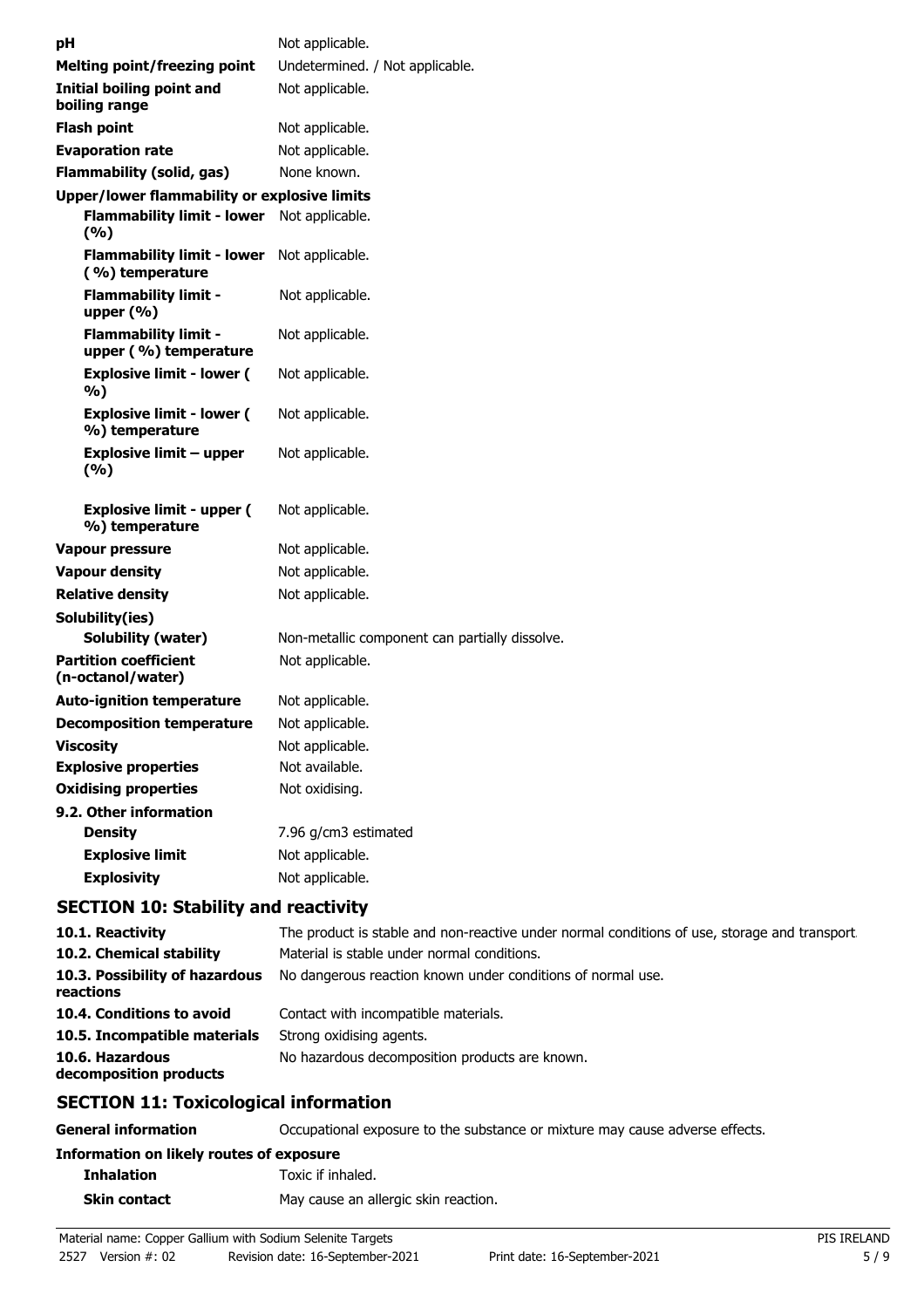| | |
|---|---|
| **pH** | Not applicable. |
| **Melting point/freezing point** | Undetermined. / Not applicable. |
| **Initial boiling point and boiling range** | Not applicable. |
| **Flash point** | Not applicable. |
| **Evaporation rate** | Not applicable. |
| **Flammability (solid, gas)** | None known. |
| **Upper/lower flammability or explosive limits** | |
| **Flammability limit - lower (%)** | Not applicable. |
| **Flammability limit - lower (%) temperature** | Not applicable. |
| **Flammability limit - upper (%)** | Not applicable. |
| **Flammability limit - upper (%) temperature** | Not applicable. |
| **Explosive limit - lower (%)** | Not applicable. |
| **Explosive limit - lower (%) temperature** | Not applicable. |
| **Explosive limit – upper (%)** | Not applicable. |
| **Explosive limit - upper (%) temperature** | Not applicable. |
| **Vapour pressure** | Not applicable. |
| **Vapour density** | Not applicable. |
| **Relative density** | Not applicable. |
| **Solubility(ies)** | |
| **Solubility (water)** | Non-metallic component can partially dissolve. |
| **Partition coefficient (n-octanol/water)** | Not applicable. |
| **Auto-ignition temperature** | Not applicable. |
| **Decomposition temperature** | Not applicable. |
| **Viscosity** | Not applicable. |
| **Explosive properties** | Not available. |
| **Oxidising properties** | Not oxidising. |
| **9.2. Other information** | |
| **Density** | 7.96 g/cm3 estimated |
| **Explosive limit** | Not applicable. |
| **Explosivity** | Not applicable. |

## SECTION 10: Stability and reactivity

| | |
|---|---|
| **10.1. Reactivity** | The product is stable and non-reactive under normal conditions of use, storage and transport. |
| **10.2. Chemical stability** | Material is stable under normal conditions. |
| **10.3. Possibility of hazardous reactions** | No dangerous reaction known under conditions of normal use. |
| **10.4. Conditions to avoid** | Contact with incompatible materials. |
| **10.5. Incompatible materials** | Strong oxidising agents. |
| **10.6. Hazardous decomposition products** | No hazardous decomposition products are known. |

## SECTION 11: Toxicological information

| | |
|---|---|
| **General information** | Occupational exposure to the substance or mixture may cause adverse effects. |
| **Information on likely routes of exposure** | |
| **Inhalation** | Toxic if inhaled. |
| **Skin contact** | May cause an allergic skin reaction. |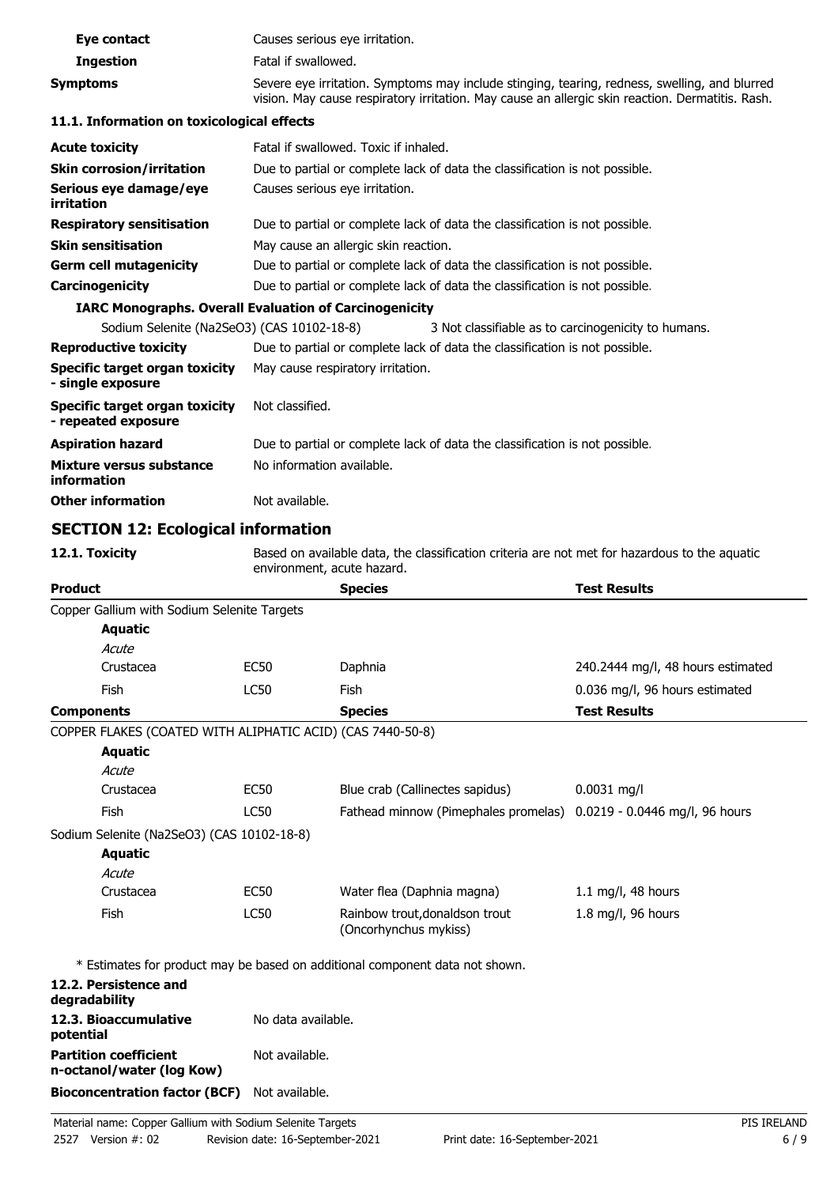| | |
|---|---|
| **Eye contact** | Causes serious eye irritation. |
| **Ingestion** | Fatal if swallowed. |
| **Symptoms** | Severe eye irritation. Symptoms may include stinging, tearing, redness, swelling, and blurred vision. May cause respiratory irritation. May cause an allergic skin reaction. Dermatitis. Rash. |

### 11.1. Information on toxicological effects

| | |
|---|---|
| **Acute toxicity** | Fatal if swallowed. Toxic if inhaled. |
| **Skin corrosion/irritation** | Due to partial or complete lack of data the classification is not possible. |
| **Serious eye damage/eye irritation** | Causes serious eye irritation. |
| **Respiratory sensitisation** | Due to partial or complete lack of data the classification is not possible. |
| **Skin sensitisation** | May cause an allergic skin reaction. |
| **Germ cell mutagenicity** | Due to partial or complete lack of data the classification is not possible. |
| **Carcinogenicity** | Due to partial or complete lack of data the classification is not possible. |

**IARC Monographs. Overall Evaluation of Carcinogenicity**

| | |
|---|---|
| Sodium Selenite (Na2SeO3) (CAS 10102-18-8) | 3 Not classifiable as to carcinogenicity to humans. |

| | |
|---|---|
| **Reproductive toxicity** | Due to partial or complete lack of data the classification is not possible. |
| **Specific target organ toxicity - single exposure** | May cause respiratory irritation. |
| **Specific target organ toxicity - repeated exposure** | Not classified. |
| **Aspiration hazard** | Due to partial or complete lack of data the classification is not possible. |
| **Mixture versus substance information** | No information available. |
| **Other information** | Not available. |

## SECTION 12: Ecological information

**12.1. Toxicity** Based on available data, the classification criteria are not met for hazardous to the aquatic environment, acute hazard.

| **Product** | | **Species** | **Test Results** |
|---|---|---|---|
| Copper Gallium with Sodium Selenite Targets | | | |
| **Aquatic** | | | |
| *Acute* | | | |
| Crustacea | EC50 | Daphnia | 240.2444 mg/l, 48 hours estimated |
| Fish | LC50 | Fish | 0.036 mg/l, 96 hours estimated |
| **Components** | | **Species** | **Test Results** |
| COPPER FLAKES (COATED WITH ALIPHATIC ACID) (CAS 7440-50-8) | | | |
| **Aquatic** | | | |
| *Acute* | | | |
| Crustacea | EC50 | Blue crab (Callinectes sapidus) | 0.0031 mg/l |
| Fish | LC50 | Fathead minnow (Pimephales promelas) | 0.0219 - 0.0446 mg/l, 96 hours |
| Sodium Selenite (Na2SeO3) (CAS 10102-18-8) | | | |
| **Aquatic** | | | |
| *Acute* | | | |
| Crustacea | EC50 | Water flea (Daphnia magna) | 1.1 mg/l, 48 hours |
| Fish | LC50 | Rainbow trout,donaldson trout (Oncorhynchus mykiss) | 1.8 mg/l, 96 hours |

* Estimates for product may be based on additional component data not shown.

| | |
|---|---|
| **12.2. Persistence and degradability** | |
| **12.3. Bioaccumulative potential** | No data available. |
| **Partition coefficient n-octanol/water (log Kow)** | Not available. |
| **Bioconcentration factor (BCF)** | Not available. |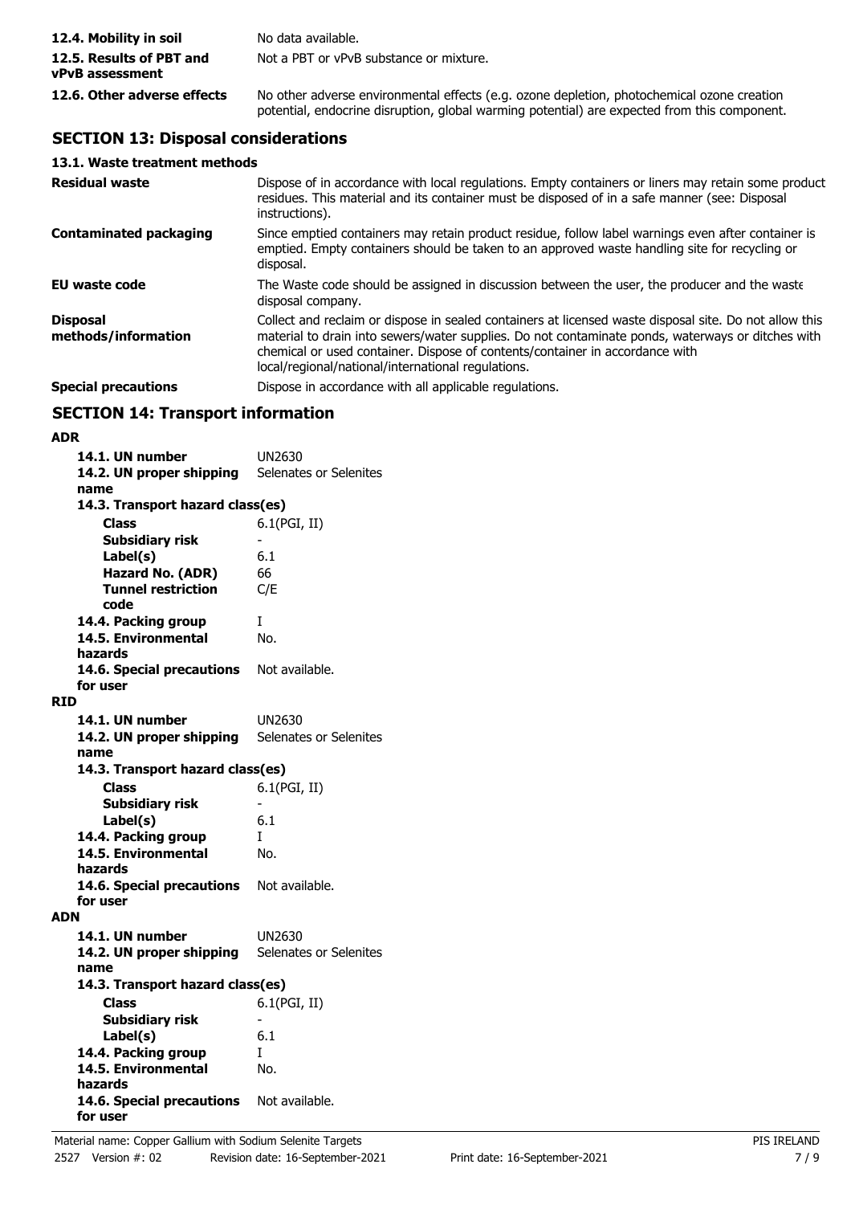| | |
|---|---|
| **12.4. Mobility in soil** | No data available. |
| **12.5. Results of PBT and vPvB assessment** | Not a PBT or vPvB substance or mixture. |
| **12.6. Other adverse effects** | No other adverse environmental effects (e.g. ozone depletion, photochemical ozone creation potential, endocrine disruption, global warming potential) are expected from this component. |

## SECTION 13: Disposal considerations

### 13.1. Waste treatment methods

| | |
|---|---|
| **Residual waste** | Dispose of in accordance with local regulations. Empty containers or liners may retain some product residues. This material and its container must be disposed of in a safe manner (see: Disposal instructions). |
| **Contaminated packaging** | Since emptied containers may retain product residue, follow label warnings even after container is emptied. Empty containers should be taken to an approved waste handling site for recycling or disposal. |
| **EU waste code** | The Waste code should be assigned in discussion between the user, the producer and the waste disposal company. |
| **Disposal methods/information** | Collect and reclaim or dispose in sealed containers at licensed waste disposal site. Do not allow this material to drain into sewers/water supplies. Do not contaminate ponds, waterways or ditches with chemical or used container. Dispose of contents/container in accordance with local/regional/national/international regulations. |
| **Special precautions** | Dispose in accordance with all applicable regulations. |

## SECTION 14: Transport information

**ADR**

| | |
|---|---|
| **14.1. UN number** | UN2630 |
| **14.2. UN proper shipping name** | Selenates or Selenites |
| **14.3. Transport hazard class(es)** | |
| **Class** | 6.1(PGI, II) |
| **Subsidiary risk** | - |
| **Label(s)** | 6.1 |
| **Hazard No. (ADR)** | 66 |
| **Tunnel restriction code** | C/E |
| **14.4. Packing group** | I |
| **14.5. Environmental hazards** | No. |
| **14.6. Special precautions for user** | Not available. |

**RID**

| | |
|---|---|
| **14.1. UN number** | UN2630 |
| **14.2. UN proper shipping name** | Selenates or Selenites |
| **14.3. Transport hazard class(es)** | |
| **Class** | 6.1(PGI, II) |
| **Subsidiary risk** | - |
| **Label(s)** | 6.1 |
| **14.4. Packing group** | I |
| **14.5. Environmental hazards** | No. |
| **14.6. Special precautions for user** | Not available. |

**ADN**

| | |
|---|---|
| **14.1. UN number** | UN2630 |
| **14.2. UN proper shipping name** | Selenates or Selenites |
| **14.3. Transport hazard class(es)** | |
| **Class** | 6.1(PGI, II) |
| **Subsidiary risk** | - |
| **Label(s)** | 6.1 |
| **14.4. Packing group** | I |
| **14.5. Environmental hazards** | No. |
| **14.6. Special precautions for user** | Not available. |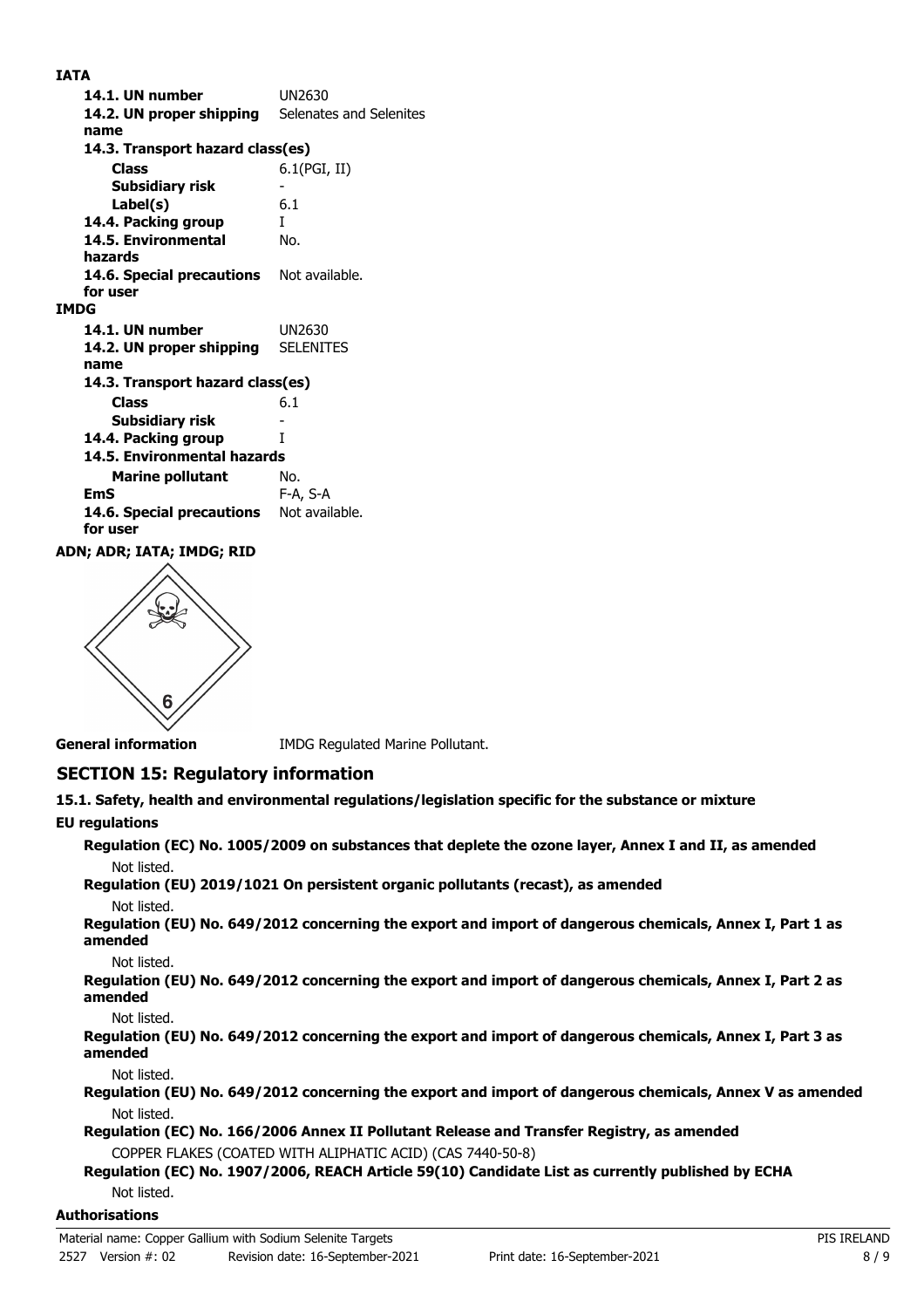**IATA**

| | |
|---|---|
| **14.1. UN number** | UN2630 |
| **14.2. UN proper shipping name** | Selenates and Selenites |
| **14.3. Transport hazard class(es)** | |
| **Class** | 6.1(PGI, II) |
| **Subsidiary risk** | - |
| **Label(s)** | 6.1 |
| **14.4. Packing group** | I |
| **14.5. Environmental hazards** | No. |
| **14.6. Special precautions for user** | Not available. |

**IMDG**

| | |
|---|---|
| **14.1. UN number** | UN2630 |
| **14.2. UN proper shipping name** | SELENITES |
| **14.3. Transport hazard class(es)** | |
| **Class** | 6.1 |
| **Subsidiary risk** | - |
| **14.4. Packing group** | I |
| **14.5. Environmental hazards** | |
| **Marine pollutant** | No. |
| **EmS** | F-A, S-A |
| **14.6. Special precautions for user** | Not available. |

**ADN; ADR; IATA; IMDG; RID**

**General information** IMDG Regulated Marine Pollutant.

## SECTION 15: Regulatory information

**15.1. Safety, health and environmental regulations/legislation specific for the substance or mixture**

**EU regulations**

**Regulation (EC) No. 1005/2009 on substances that deplete the ozone layer, Annex I and II, as amended**

Not listed.

**Regulation (EU) 2019/1021 On persistent organic pollutants (recast), as amended**

Not listed.

**Regulation (EU) No. 649/2012 concerning the export and import of dangerous chemicals, Annex I, Part 1 as amended**

Not listed.

**Regulation (EU) No. 649/2012 concerning the export and import of dangerous chemicals, Annex I, Part 2 as amended**

Not listed.

**Regulation (EU) No. 649/2012 concerning the export and import of dangerous chemicals, Annex I, Part 3 as amended**

Not listed.

**Regulation (EU) No. 649/2012 concerning the export and import of dangerous chemicals, Annex V as amended**

Not listed.

**Regulation (EC) No. 166/2006 Annex II Pollutant Release and Transfer Registry, as amended**

COPPER FLAKES (COATED WITH ALIPHATIC ACID) (CAS 7440-50-8)

**Regulation (EC) No. 1907/2006, REACH Article 59(10) Candidate List as currently published by ECHA**

Not listed.

**Authorisations**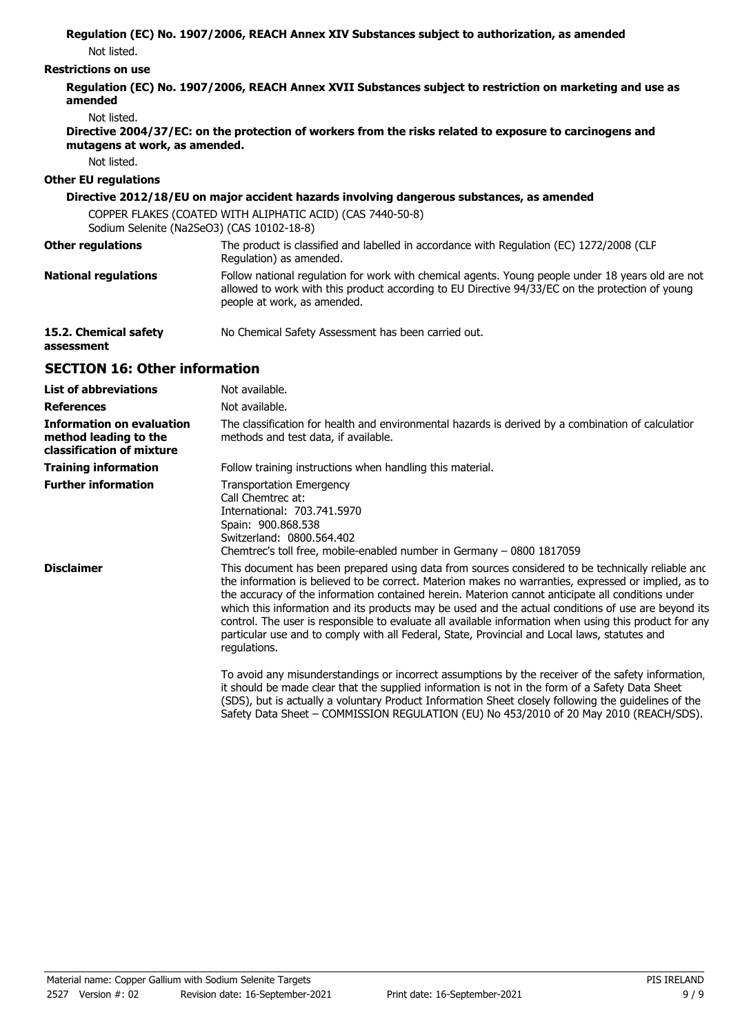**Regulation (EC) No. 1907/2006, REACH Annex XIV Substances subject to authorization, as amended**

Not listed.

**Restrictions on use**

**Regulation (EC) No. 1907/2006, REACH Annex XVII Substances subject to restriction on marketing and use as amended**

Not listed.

**Directive 2004/37/EC: on the protection of workers from the risks related to exposure to carcinogens and mutagens at work, as amended.**

Not listed.

**Other EU regulations**

**Directive 2012/18/EU on major accident hazards involving dangerous substances, as amended**

COPPER FLAKES (COATED WITH ALIPHATIC ACID) (CAS 7440-50-8)
Sodium Selenite (Na2SeO3) (CAS 10102-18-8)

| | |
|---|---|
| **Other regulations** | The product is classified and labelled in accordance with Regulation (EC) 1272/2008 (CLP Regulation) as amended. |
| **National regulations** | Follow national regulation for work with chemical agents. Young people under 18 years old are not allowed to work with this product according to EU Directive 94/33/EC on the protection of young people at work, as amended. |
| **15.2. Chemical safety assessment** | No Chemical Safety Assessment has been carried out. |

## SECTION 16: Other information

| | |
|---|---|
| **List of abbreviations** | Not available. |
| **References** | Not available. |
| **Information on evaluation method leading to the classification of mixture** | The classification for health and environmental hazards is derived by a combination of calculation methods and test data, if available. |
| **Training information** | Follow training instructions when handling this material. |
| **Further information** | Transportation Emergency<br>Call Chemtrec at:<br>International: 703.741.5970<br>Spain: 900.868.538<br>Switzerland: 0800.564.402<br>Chemtrec's toll free, mobile-enabled number in Germany – 0800 1817059 |
| **Disclaimer** | This document has been prepared using data from sources considered to be technically reliable and the information is believed to be correct. Materion makes no warranties, expressed or implied, as to the accuracy of the information contained herein. Materion cannot anticipate all conditions under which this information and its products may be used and the actual conditions of use are beyond its control. The user is responsible to evaluate all available information when using this product for any particular use and to comply with all Federal, State, Provincial and Local laws, statutes and regulations.<br><br>To avoid any misunderstandings or incorrect assumptions by the receiver of the safety information, it should be made clear that the supplied information is not in the form of a Safety Data Sheet (SDS), but is actually a voluntary Product Information Sheet closely following the guidelines of the Safety Data Sheet – COMMISSION REGULATION (EU) No 453/2010 of 20 May 2010 (REACH/SDS). |